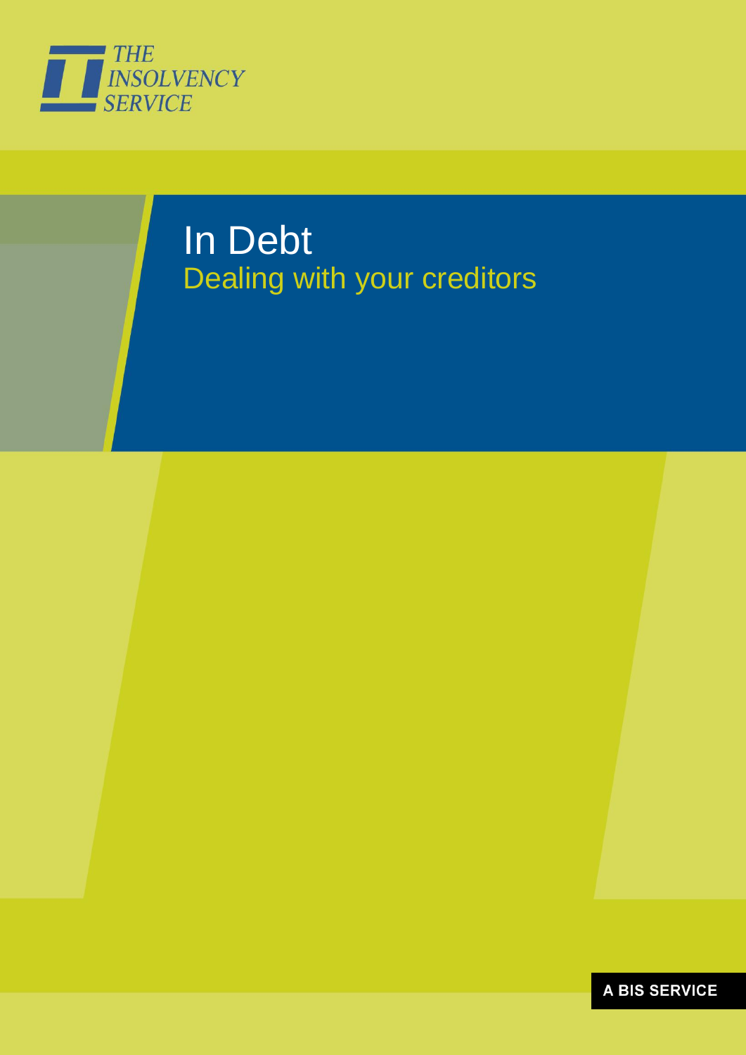THE INSOLVENCY SERVICE

# In Debt

## Dealing with your creditors

A BIS SERVICE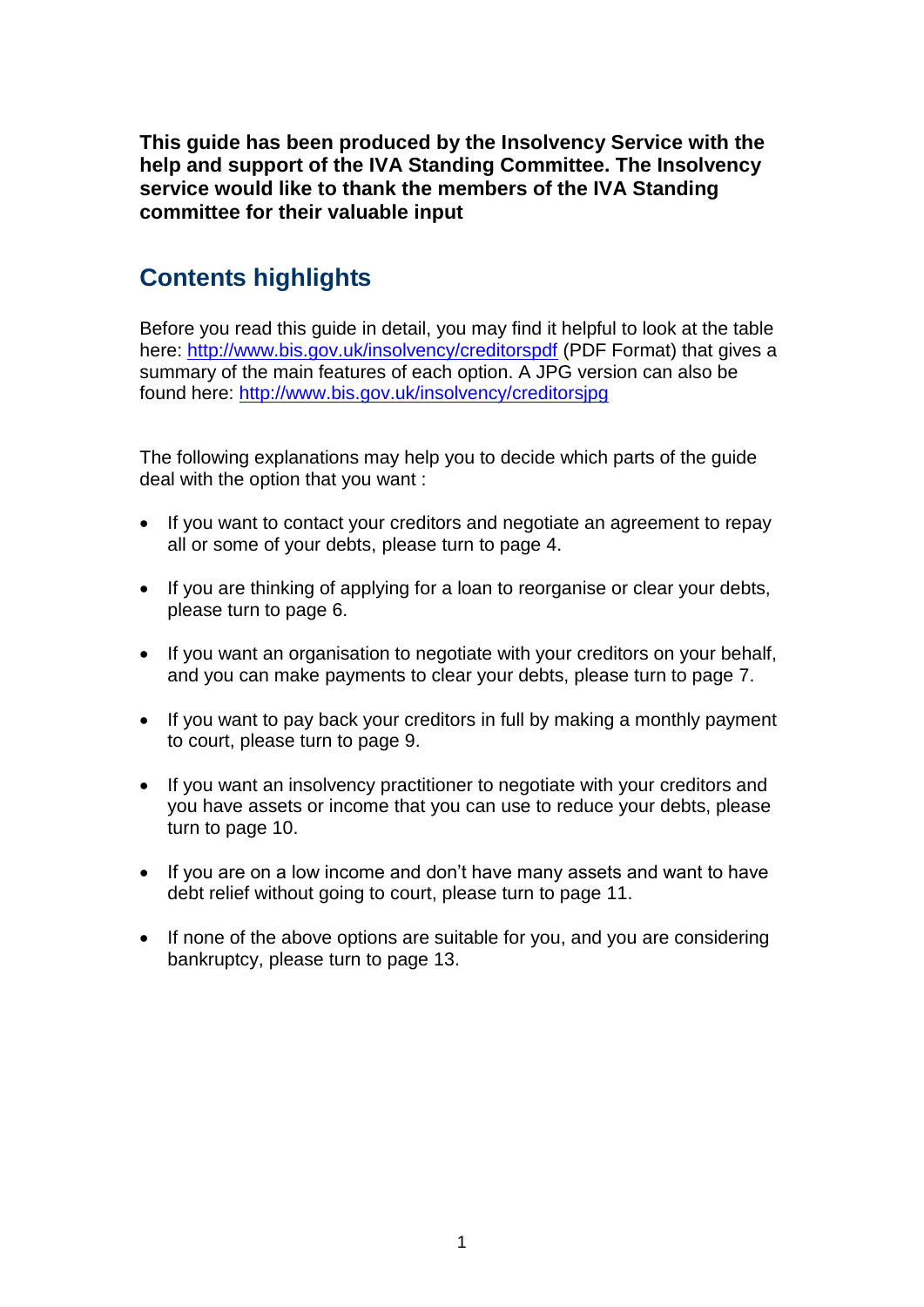**This guide has been produced by the Insolvency Service with the help and support of the IVA Standing Committee. The Insolvency service would like to thank the members of the IVA Standing committee for their valuable input**

## Contents highlights

Before you read this guide in detail, you may find it helpful to look at the table here: [http://www.bis.gov.uk/insolvency/creditorspdf](http://www.bis.gov.uk/insolvency/creditorspdf) (PDF Format) that gives a summary of the main features of each option. A JPG version can also be found here: [http://www.bis.gov.uk/insolvency/creditorsjpg](http://www.bis.gov.uk/insolvency/creditorsjpg)

The following explanations may help you to decide which parts of the guide deal with the option that you want :

- If you want to contact your creditors and negotiate an agreement to repay all or some of your debts, please turn to page 4.
- If you are thinking of applying for a loan to reorganise or clear your debts, please turn to page 6.
- If you want an organisation to negotiate with your creditors on your behalf, and you can make payments to clear your debts, please turn to page 7.
- If you want to pay back your creditors in full by making a monthly payment to court, please turn to page 9.
- If you want an insolvency practitioner to negotiate with your creditors and you have assets or income that you can use to reduce your debts, please turn to page 10.
- If you are on a low income and don't have many assets and want to have debt relief without going to court, please turn to page 11.
- If none of the above options are suitable for you, and you are considering bankruptcy, please turn to page 13.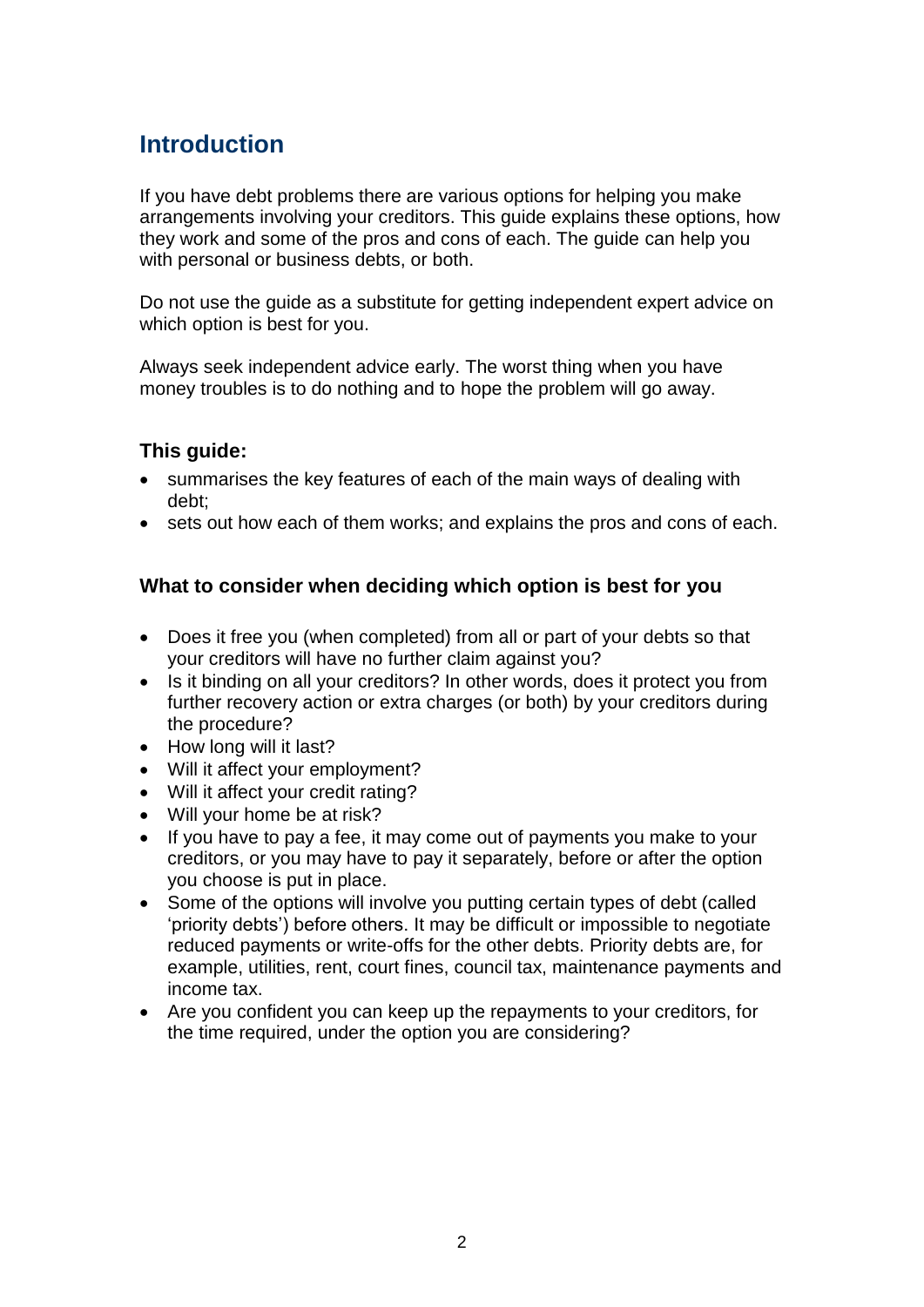## Introduction

If you have debt problems there are various options for helping you make arrangements involving your creditors. This guide explains these options, how they work and some of the pros and cons of each. The guide can help you with personal or business debts, or both.

Do not use the guide as a substitute for getting independent expert advice on which option is best for you.

Always seek independent advice early. The worst thing when you have money troubles is to do nothing and to hope the problem will go away.

### This guide:

- summarises the key features of each of the main ways of dealing with debt;
- sets out how each of them works; and explains the pros and cons of each.

### What to consider when deciding which option is best for you

- Does it free you (when completed) from all or part of your debts so that your creditors will have no further claim against you?
- Is it binding on all your creditors? In other words, does it protect you from further recovery action or extra charges (or both) by your creditors during the procedure?
- How long will it last?
- Will it affect your employment?
- Will it affect your credit rating?
- Will your home be at risk?
- If you have to pay a fee, it may come out of payments you make to your creditors, or you may have to pay it separately, before or after the option you choose is put in place.
- Some of the options will involve you putting certain types of debt (called 'priority debts') before others. It may be difficult or impossible to negotiate reduced payments or write-offs for the other debts. Priority debts are, for example, utilities, rent, court fines, council tax, maintenance payments and income tax.
- Are you confident you can keep up the repayments to your creditors, for the time required, under the option you are considering?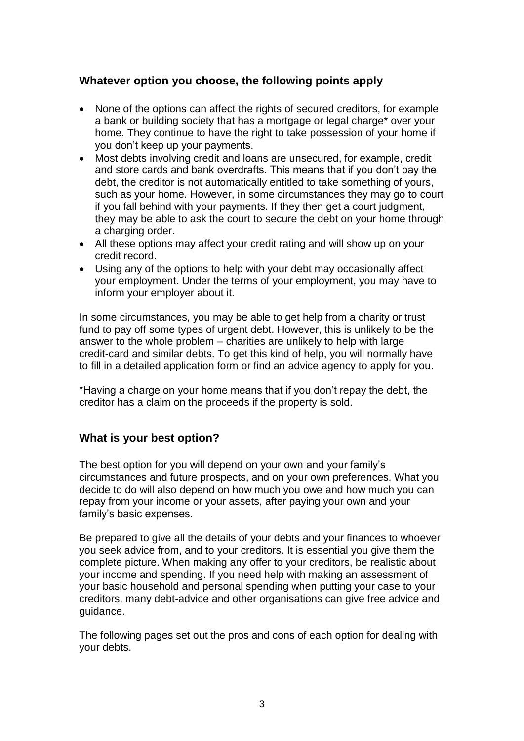## Whatever option you choose, the following points apply

- None of the options can affect the rights of secured creditors, for example a bank or building society that has a mortgage or legal charge* over your home. They continue to have the right to take possession of your home if you don't keep up your payments.
- Most debts involving credit and loans are unsecured, for example, credit and store cards and bank overdrafts. This means that if you don't pay the debt, the creditor is not automatically entitled to take something of yours, such as your home. However, in some circumstances they may go to court if you fall behind with your payments. If they then get a court judgment, they may be able to ask the court to secure the debt on your home through a charging order.
- All these options may affect your credit rating and will show up on your credit record.
- Using any of the options to help with your debt may occasionally affect your employment. Under the terms of your employment, you may have to inform your employer about it.

In some circumstances, you may be able to get help from a charity or trust fund to pay off some types of urgent debt. However, this is unlikely to be the answer to the whole problem – charities are unlikely to help with large credit-card and similar debts. To get this kind of help, you will normally have to fill in a detailed application form or find an advice agency to apply for you.

*Having a charge on your home means that if you don't repay the debt, the creditor has a claim on the proceeds if the property is sold.

## What is your best option?

The best option for you will depend on your own and your family's circumstances and future prospects, and on your own preferences. What you decide to do will also depend on how much you owe and how much you can repay from your income or your assets, after paying your own and your family's basic expenses.

Be prepared to give all the details of your debts and your finances to whoever you seek advice from, and to your creditors. It is essential you give them the complete picture. When making any offer to your creditors, be realistic about your income and spending. If you need help with making an assessment of your basic household and personal spending when putting your case to your creditors, many debt-advice and other organisations can give free advice and guidance.

The following pages set out the pros and cons of each option for dealing with your debts.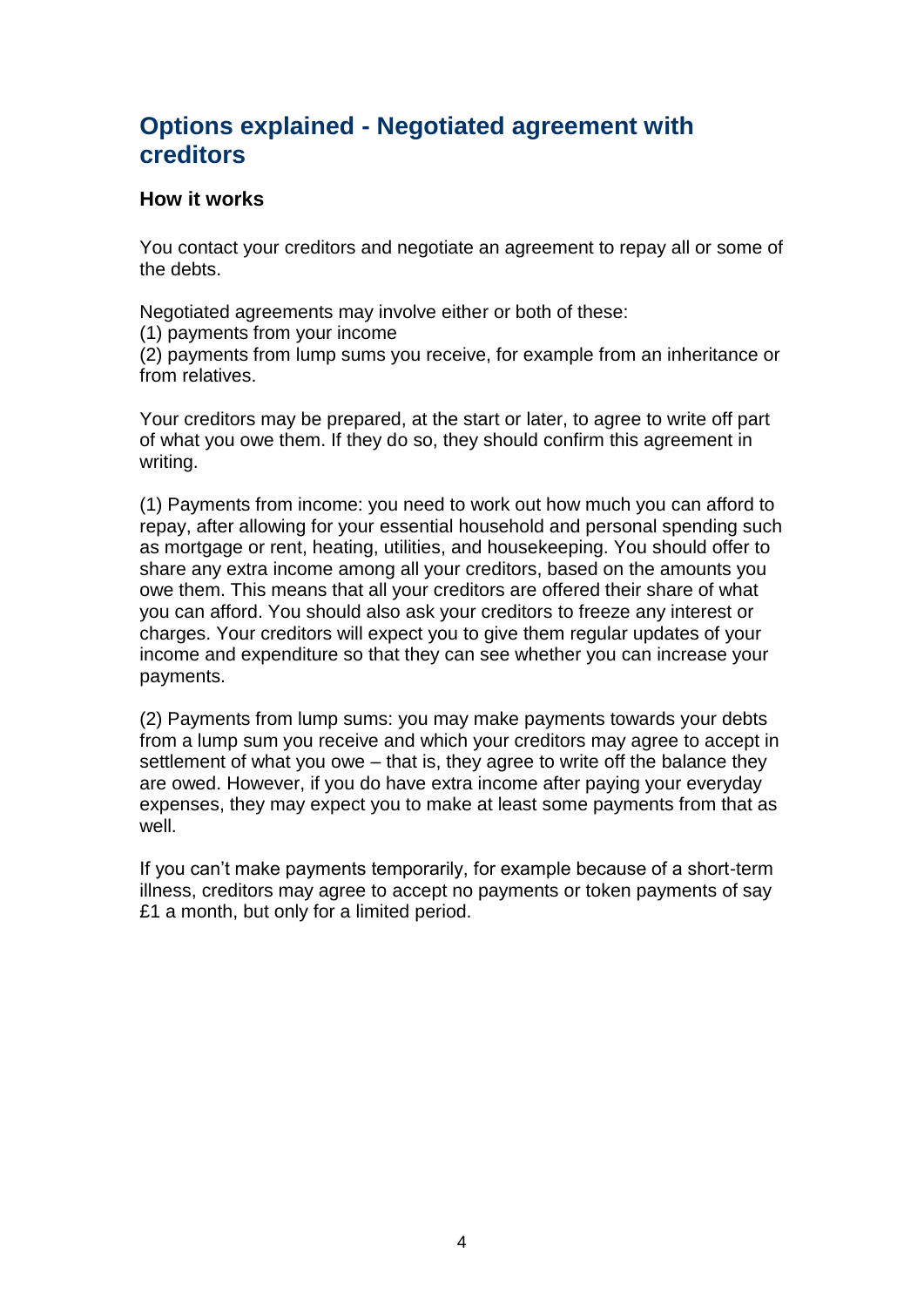## Options explained - Negotiated agreement with creditors

### How it works

You contact your creditors and negotiate an agreement to repay all or some of the debts.

Negotiated agreements may involve either or both of these:
(1) payments from your income
(2) payments from lump sums you receive, for example from an inheritance or from relatives.

Your creditors may be prepared, at the start or later, to agree to write off part of what you owe them. If they do so, they should confirm this agreement in writing.

(1) Payments from income: you need to work out how much you can afford to repay, after allowing for your essential household and personal spending such as mortgage or rent, heating, utilities, and housekeeping. You should offer to share any extra income among all your creditors, based on the amounts you owe them. This means that all your creditors are offered their share of what you can afford. You should also ask your creditors to freeze any interest or charges. Your creditors will expect you to give them regular updates of your income and expenditure so that they can see whether you can increase your payments.

(2) Payments from lump sums: you may make payments towards your debts from a lump sum you receive and which your creditors may agree to accept in settlement of what you owe – that is, they agree to write off the balance they are owed. However, if you do have extra income after paying your everyday expenses, they may expect you to make at least some payments from that as well.

If you can't make payments temporarily, for example because of a short-term illness, creditors may agree to accept no payments or token payments of say £1 a month, but only for a limited period.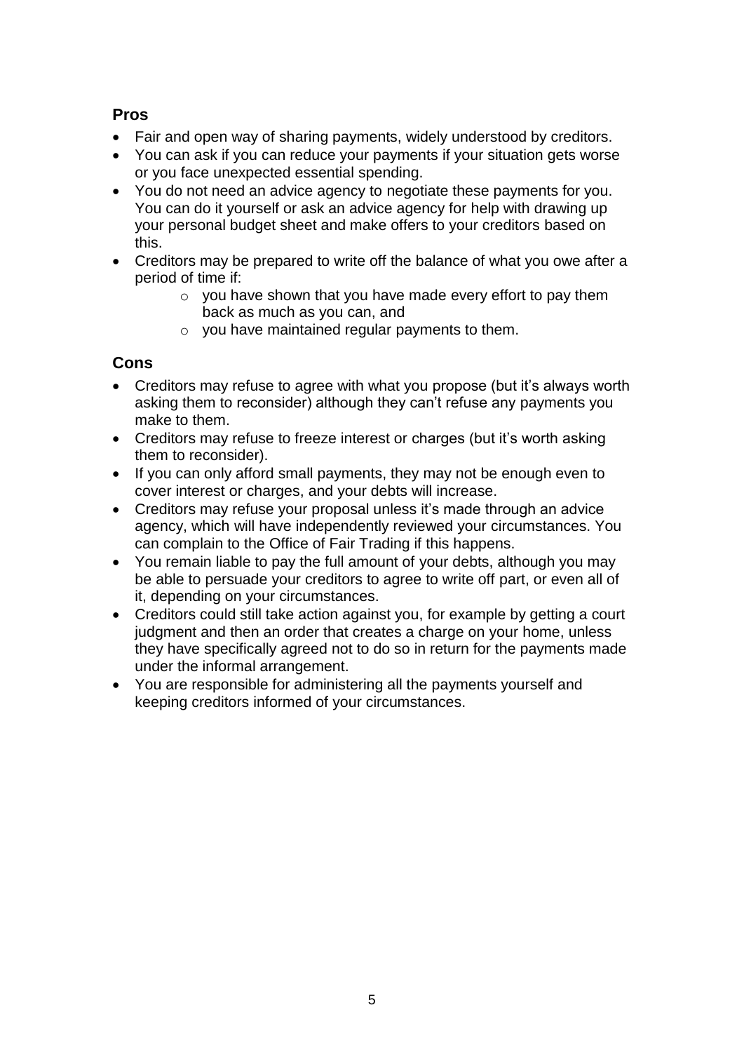### Pros

- Fair and open way of sharing payments, widely understood by creditors.
- You can ask if you can reduce your payments if your situation gets worse or you face unexpected essential spending.
- You do not need an advice agency to negotiate these payments for you. You can do it yourself or ask an advice agency for help with drawing up your personal budget sheet and make offers to your creditors based on this.
- Creditors may be prepared to write off the balance of what you owe after a period of time if:
  - you have shown that you have made every effort to pay them back as much as you can, and
  - you have maintained regular payments to them.

### Cons

- Creditors may refuse to agree with what you propose (but it's always worth asking them to reconsider) although they can't refuse any payments you make to them.
- Creditors may refuse to freeze interest or charges (but it's worth asking them to reconsider).
- If you can only afford small payments, they may not be enough even to cover interest or charges, and your debts will increase.
- Creditors may refuse your proposal unless it's made through an advice agency, which will have independently reviewed your circumstances. You can complain to the Office of Fair Trading if this happens.
- You remain liable to pay the full amount of your debts, although you may be able to persuade your creditors to agree to write off part, or even all of it, depending on your circumstances.
- Creditors could still take action against you, for example by getting a court judgment and then an order that creates a charge on your home, unless they have specifically agreed not to do so in return for the payments made under the informal arrangement.
- You are responsible for administering all the payments yourself and keeping creditors informed of your circumstances.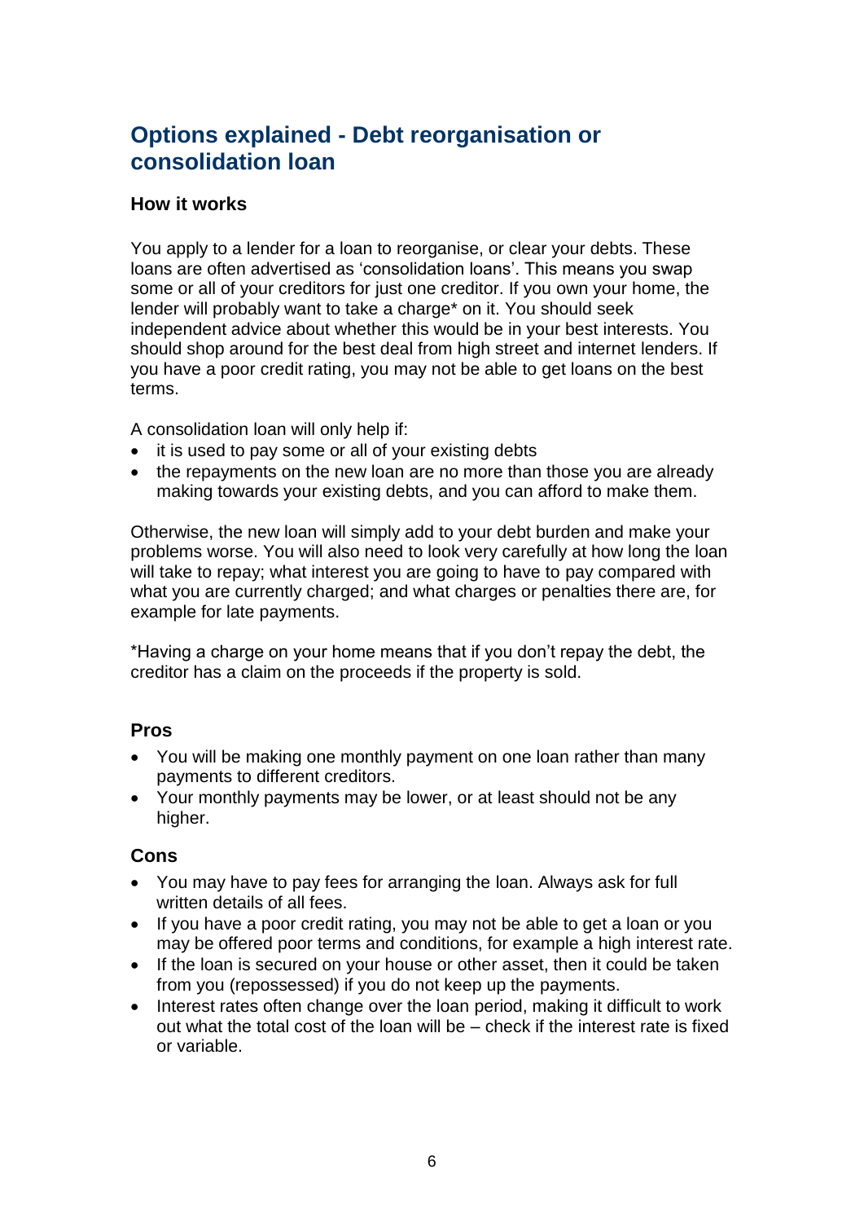## Options explained - Debt reorganisation or consolidation loan

### How it works

You apply to a lender for a loan to reorganise, or clear your debts. These loans are often advertised as 'consolidation loans'. This means you swap some or all of your creditors for just one creditor. If you own your home, the lender will probably want to take a charge* on it. You should seek independent advice about whether this would be in your best interests. You should shop around for the best deal from high street and internet lenders. If you have a poor credit rating, you may not be able to get loans on the best terms.

A consolidation loan will only help if:

- it is used to pay some or all of your existing debts
- the repayments on the new loan are no more than those you are already making towards your existing debts, and you can afford to make them.

Otherwise, the new loan will simply add to your debt burden and make your problems worse. You will also need to look very carefully at how long the loan will take to repay; what interest you are going to have to pay compared with what you are currently charged; and what charges or penalties there are, for example for late payments.

*Having a charge on your home means that if you don't repay the debt, the creditor has a claim on the proceeds if the property is sold.

### Pros

- You will be making one monthly payment on one loan rather than many payments to different creditors.
- Your monthly payments may be lower, or at least should not be any higher.

### Cons

- You may have to pay fees for arranging the loan. Always ask for full written details of all fees.
- If you have a poor credit rating, you may not be able to get a loan or you may be offered poor terms and conditions, for example a high interest rate.
- If the loan is secured on your house or other asset, then it could be taken from you (repossessed) if you do not keep up the payments.
- Interest rates often change over the loan period, making it difficult to work out what the total cost of the loan will be – check if the interest rate is fixed or variable.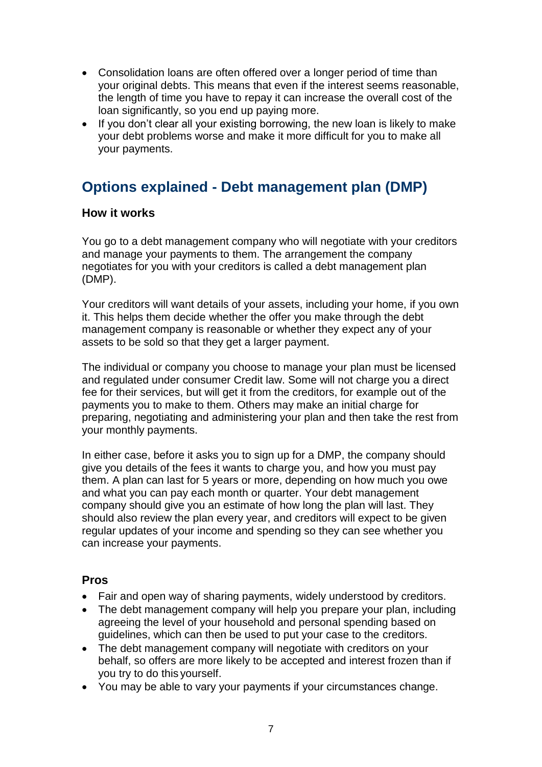- Consolidation loans are often offered over a longer period of time than your original debts. This means that even if the interest seems reasonable, the length of time you have to repay it can increase the overall cost of the loan significantly, so you end up paying more.
- If you don't clear all your existing borrowing, the new loan is likely to make your debt problems worse and make it more difficult for you to make all your payments.

## Options explained - Debt management plan (DMP)

### How it works

You go to a debt management company who will negotiate with your creditors and manage your payments to them. The arrangement the company negotiates for you with your creditors is called a debt management plan (DMP).

Your creditors will want details of your assets, including your home, if you own it. This helps them decide whether the offer you make through the debt management company is reasonable or whether they expect any of your assets to be sold so that they get a larger payment.

The individual or company you choose to manage your plan must be licensed and regulated under consumer Credit law. Some will not charge you a direct fee for their services, but will get it from the creditors, for example out of the payments you to make to them. Others may make an initial charge for preparing, negotiating and administering your plan and then take the rest from your monthly payments.

In either case, before it asks you to sign up for a DMP, the company should give you details of the fees it wants to charge you, and how you must pay them. A plan can last for 5 years or more, depending on how much you owe and what you can pay each month or quarter. Your debt management company should give you an estimate of how long the plan will last. They should also review the plan every year, and creditors will expect to be given regular updates of your income and spending so they can see whether you can increase your payments.

### Pros

- Fair and open way of sharing payments, widely understood by creditors.
- The debt management company will help you prepare your plan, including agreeing the level of your household and personal spending based on guidelines, which can then be used to put your case to the creditors.
- The debt management company will negotiate with creditors on your behalf, so offers are more likely to be accepted and interest frozen than if you try to do this yourself.
- You may be able to vary your payments if your circumstances change.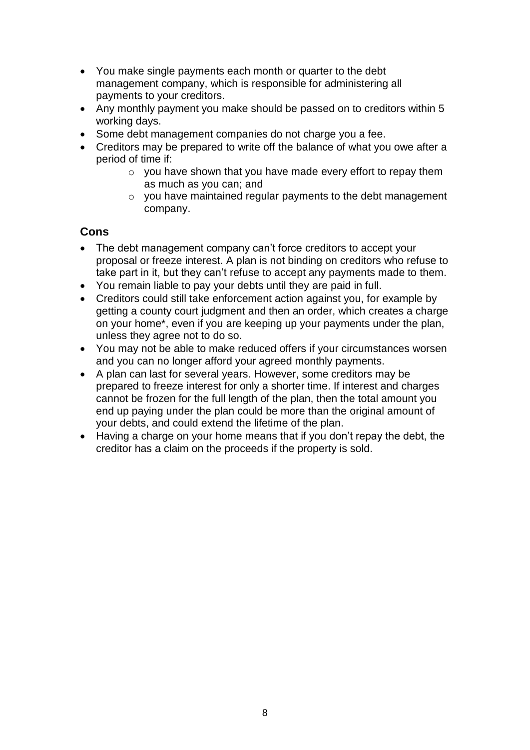- You make single payments each month or quarter to the debt management company, which is responsible for administering all payments to your creditors.
- Any monthly payment you make should be passed on to creditors within 5 working days.
- Some debt management companies do not charge you a fee.
- Creditors may be prepared to write off the balance of what you owe after a period of time if:
    - you have shown that you have made every effort to repay them as much as you can; and
    - you have maintained regular payments to the debt management company.

### Cons

- The debt management company can't force creditors to accept your proposal or freeze interest. A plan is not binding on creditors who refuse to take part in it, but they can't refuse to accept any payments made to them.
- You remain liable to pay your debts until they are paid in full.
- Creditors could still take enforcement action against you, for example by getting a county court judgment and then an order, which creates a charge on your home*, even if you are keeping up your payments under the plan, unless they agree not to do so.
- You may not be able to make reduced offers if your circumstances worsen and you can no longer afford your agreed monthly payments.
- A plan can last for several years. However, some creditors may be prepared to freeze interest for only a shorter time. If interest and charges cannot be frozen for the full length of the plan, then the total amount you end up paying under the plan could be more than the original amount of your debts, and could extend the lifetime of the plan.
- Having a charge on your home means that if you don't repay the debt, the creditor has a claim on the proceeds if the property is sold.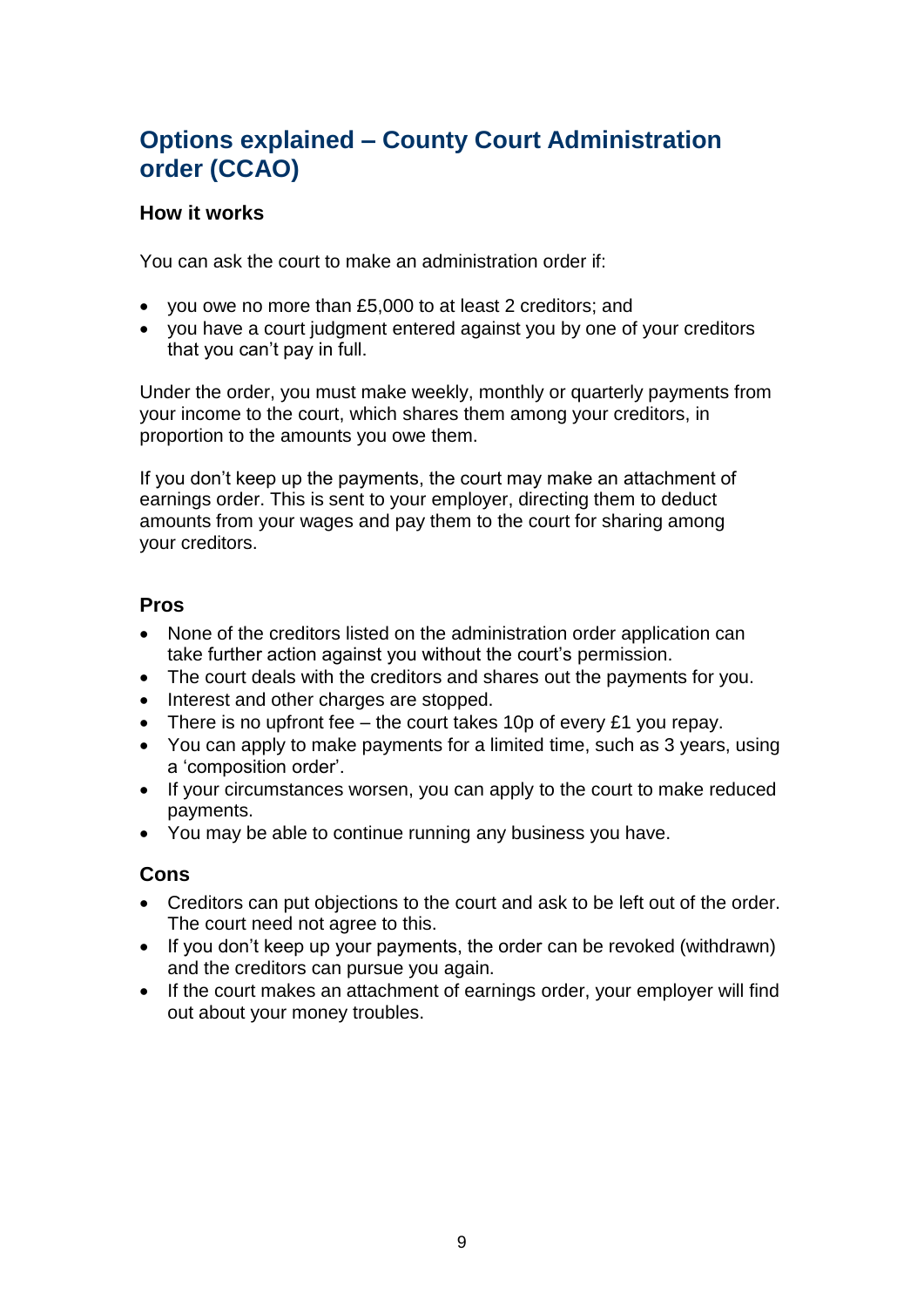## Options explained – County Court Administration order (CCAO)

### How it works

You can ask the court to make an administration order if:

- you owe no more than £5,000 to at least 2 creditors; and
- you have a court judgment entered against you by one of your creditors that you can't pay in full.

Under the order, you must make weekly, monthly or quarterly payments from your income to the court, which shares them among your creditors, in proportion to the amounts you owe them.

If you don't keep up the payments, the court may make an attachment of earnings order. This is sent to your employer, directing them to deduct amounts from your wages and pay them to the court for sharing among your creditors.

### Pros

- None of the creditors listed on the administration order application can take further action against you without the court's permission.
- The court deals with the creditors and shares out the payments for you.
- Interest and other charges are stopped.
- There is no upfront fee – the court takes 10p of every £1 you repay.
- You can apply to make payments for a limited time, such as 3 years, using a 'composition order'.
- If your circumstances worsen, you can apply to the court to make reduced payments.
- You may be able to continue running any business you have.

### Cons

- Creditors can put objections to the court and ask to be left out of the order. The court need not agree to this.
- If you don't keep up your payments, the order can be revoked (withdrawn) and the creditors can pursue you again.
- If the court makes an attachment of earnings order, your employer will find out about your money troubles.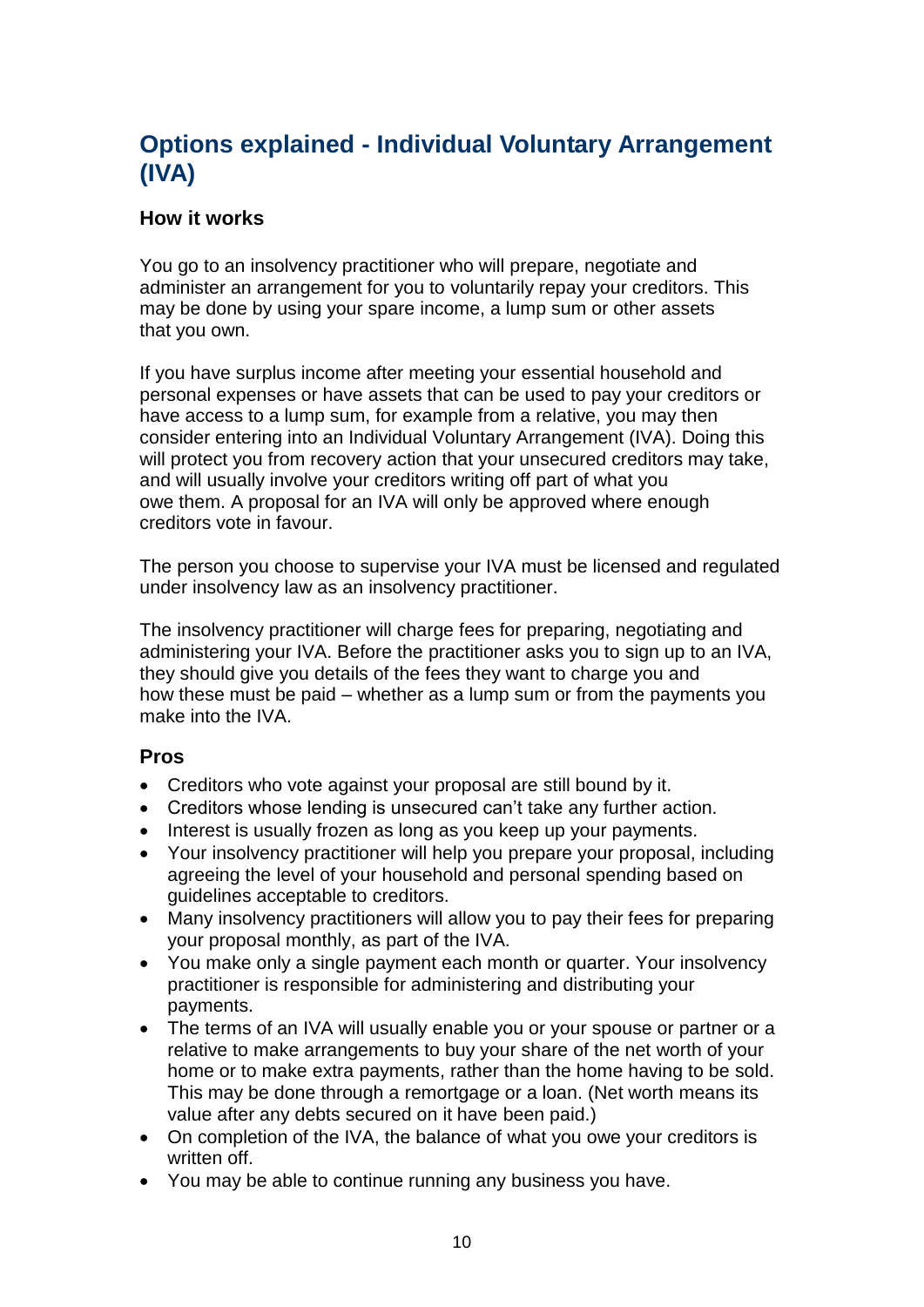## Options explained - Individual Voluntary Arrangement (IVA)

### How it works

You go to an insolvency practitioner who will prepare, negotiate and administer an arrangement for you to voluntarily repay your creditors. This may be done by using your spare income, a lump sum or other assets that you own.

If you have surplus income after meeting your essential household and personal expenses or have assets that can be used to pay your creditors or have access to a lump sum, for example from a relative, you may then consider entering into an Individual Voluntary Arrangement (IVA). Doing this will protect you from recovery action that your unsecured creditors may take, and will usually involve your creditors writing off part of what you owe them. A proposal for an IVA will only be approved where enough creditors vote in favour.

The person you choose to supervise your IVA must be licensed and regulated under insolvency law as an insolvency practitioner.

The insolvency practitioner will charge fees for preparing, negotiating and administering your IVA. Before the practitioner asks you to sign up to an IVA, they should give you details of the fees they want to charge you and how these must be paid – whether as a lump sum or from the payments you make into the IVA.

### Pros

- Creditors who vote against your proposal are still bound by it.
- Creditors whose lending is unsecured can't take any further action.
- Interest is usually frozen as long as you keep up your payments.
- Your insolvency practitioner will help you prepare your proposal, including agreeing the level of your household and personal spending based on guidelines acceptable to creditors.
- Many insolvency practitioners will allow you to pay their fees for preparing your proposal monthly, as part of the IVA.
- You make only a single payment each month or quarter. Your insolvency practitioner is responsible for administering and distributing your payments.
- The terms of an IVA will usually enable you or your spouse or partner or a relative to make arrangements to buy your share of the net worth of your home or to make extra payments, rather than the home having to be sold. This may be done through a remortgage or a loan. (Net worth means its value after any debts secured on it have been paid.)
- On completion of the IVA, the balance of what you owe your creditors is written off.
- You may be able to continue running any business you have.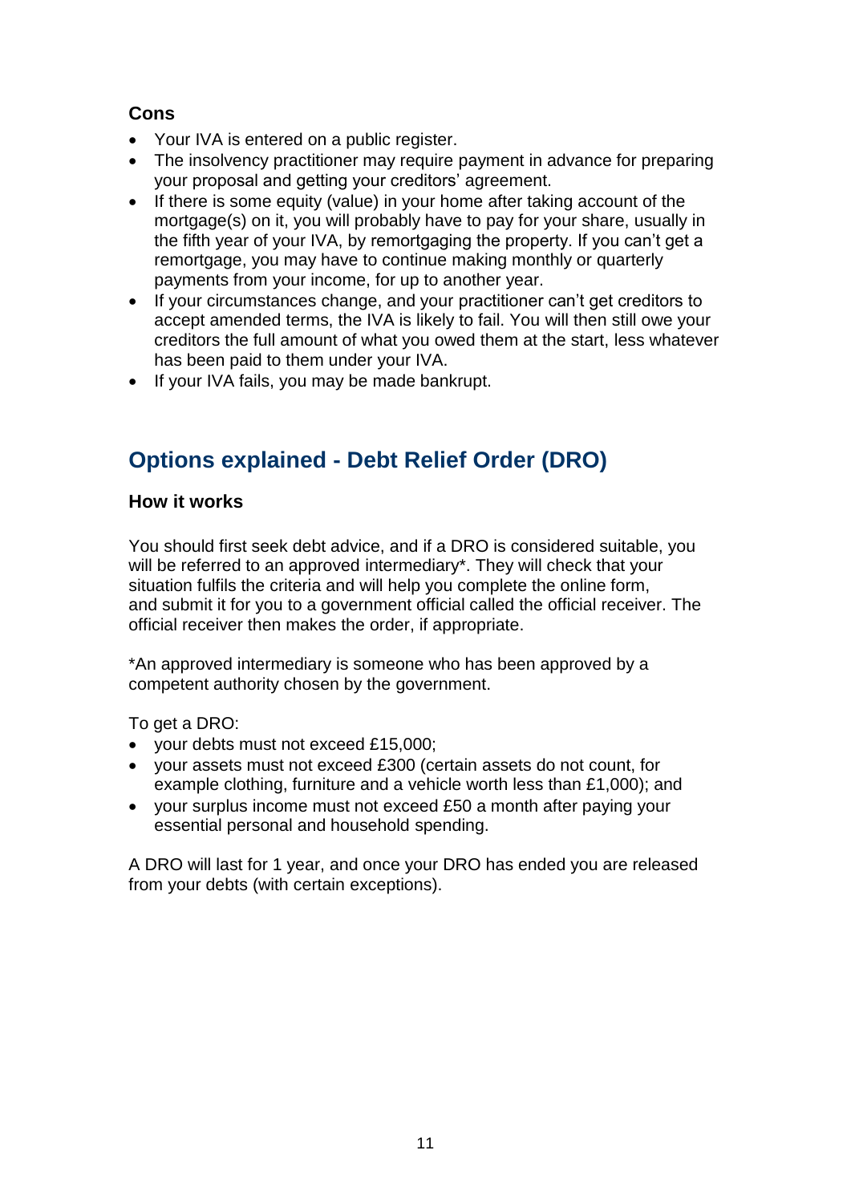### Cons

- Your IVA is entered on a public register.
- The insolvency practitioner may require payment in advance for preparing your proposal and getting your creditors' agreement.
- If there is some equity (value) in your home after taking account of the mortgage(s) on it, you will probably have to pay for your share, usually in the fifth year of your IVA, by remortgaging the property. If you can't get a remortgage, you may have to continue making monthly or quarterly payments from your income, for up to another year.
- If your circumstances change, and your practitioner can't get creditors to accept amended terms, the IVA is likely to fail. You will then still owe your creditors the full amount of what you owed them at the start, less whatever has been paid to them under your IVA.
- If your IVA fails, you may be made bankrupt.

## Options explained - Debt Relief Order (DRO)

### How it works

You should first seek debt advice, and if a DRO is considered suitable, you will be referred to an approved intermediary*. They will check that your situation fulfils the criteria and will help you complete the online form, and submit it for you to a government official called the official receiver. The official receiver then makes the order, if appropriate.

*An approved intermediary is someone who has been approved by a competent authority chosen by the government.

To get a DRO:

- your debts must not exceed £15,000;
- your assets must not exceed £300 (certain assets do not count, for example clothing, furniture and a vehicle worth less than £1,000); and
- your surplus income must not exceed £50 a month after paying your essential personal and household spending.

A DRO will last for 1 year, and once your DRO has ended you are released from your debts (with certain exceptions).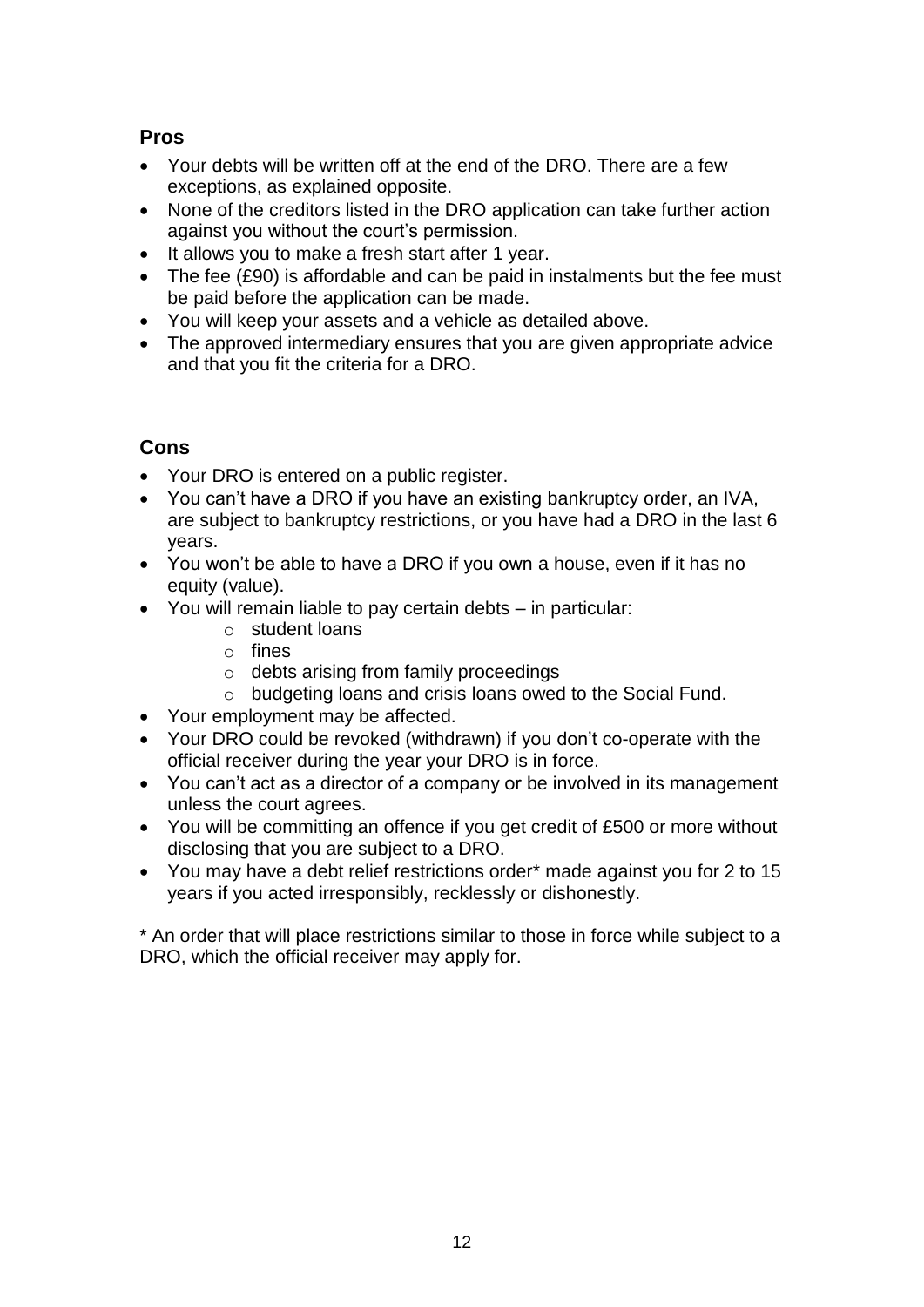## Pros

- Your debts will be written off at the end of the DRO. There are a few exceptions, as explained opposite.
- None of the creditors listed in the DRO application can take further action against you without the court's permission.
- It allows you to make a fresh start after 1 year.
- The fee (£90) is affordable and can be paid in instalments but the fee must be paid before the application can be made.
- You will keep your assets and a vehicle as detailed above.
- The approved intermediary ensures that you are given appropriate advice and that you fit the criteria for a DRO.

## Cons

- Your DRO is entered on a public register.
- You can't have a DRO if you have an existing bankruptcy order, an IVA, are subject to bankruptcy restrictions, or you have had a DRO in the last 6 years.
- You won't be able to have a DRO if you own a house, even if it has no equity (value).
- You will remain liable to pay certain debts – in particular:
    - student loans
    - fines
    - debts arising from family proceedings
    - budgeting loans and crisis loans owed to the Social Fund.
- Your employment may be affected.
- Your DRO could be revoked (withdrawn) if you don't co-operate with the official receiver during the year your DRO is in force.
- You can't act as a director of a company or be involved in its management unless the court agrees.
- You will be committing an offence if you get credit of £500 or more without disclosing that you are subject to a DRO.
- You may have a debt relief restrictions order* made against you for 2 to 15 years if you acted irresponsibly, recklessly or dishonestly.

* An order that will place restrictions similar to those in force while subject to a DRO, which the official receiver may apply for.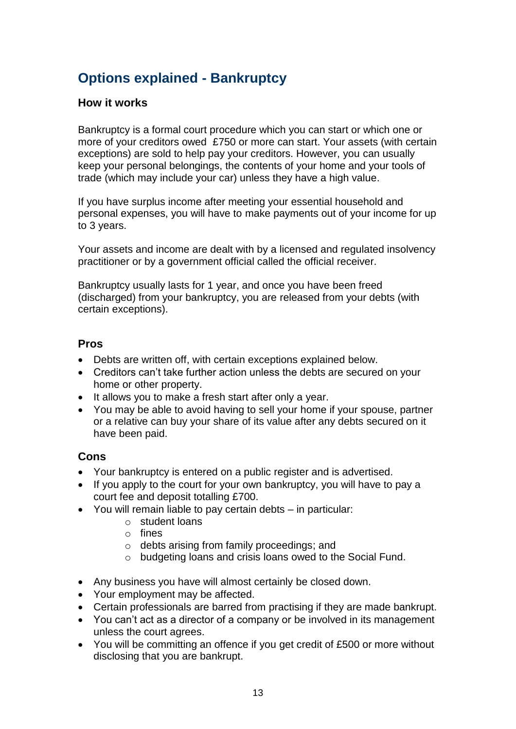## Options explained - Bankruptcy

### How it works

Bankruptcy is a formal court procedure which you can start or which one or more of your creditors owed £750 or more can start. Your assets (with certain exceptions) are sold to help pay your creditors. However, you can usually keep your personal belongings, the contents of your home and your tools of trade (which may include your car) unless they have a high value.

If you have surplus income after meeting your essential household and personal expenses, you will have to make payments out of your income for up to 3 years.

Your assets and income are dealt with by a licensed and regulated insolvency practitioner or by a government official called the official receiver.

Bankruptcy usually lasts for 1 year, and once you have been freed (discharged) from your bankruptcy, you are released from your debts (with certain exceptions).

### Pros

- Debts are written off, with certain exceptions explained below.
- Creditors can't take further action unless the debts are secured on your home or other property.
- It allows you to make a fresh start after only a year.
- You may be able to avoid having to sell your home if your spouse, partner or a relative can buy your share of its value after any debts secured on it have been paid.

### Cons

- Your bankruptcy is entered on a public register and is advertised.
- If you apply to the court for your own bankruptcy, you will have to pay a court fee and deposit totalling £700.
- You will remain liable to pay certain debts – in particular:
  - student loans
  - fines
  - debts arising from family proceedings; and
  - budgeting loans and crisis loans owed to the Social Fund.
- Any business you have will almost certainly be closed down.
- Your employment may be affected.
- Certain professionals are barred from practising if they are made bankrupt.
- You can't act as a director of a company or be involved in its management unless the court agrees.
- You will be committing an offence if you get credit of £500 or more without disclosing that you are bankrupt.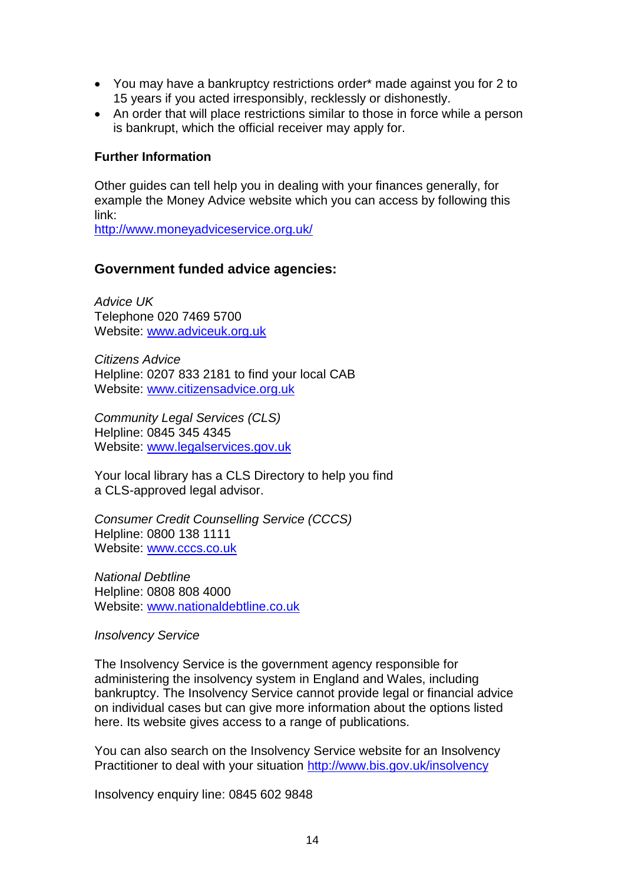- You may have a bankruptcy restrictions order* made against you for 2 to 15 years if you acted irresponsibly, recklessly or dishonestly.
- An order that will place restrictions similar to those in force while a person is bankrupt, which the official receiver may apply for.

**Further Information**

Other guides can tell help you in dealing with your finances generally, for example the Money Advice website which you can access by following this link:
http://www.moneyadviceservice.org.uk/

## Government funded advice agencies:

*Advice UK*
Telephone 020 7469 5700
Website: www.adviceuk.org.uk

*Citizens Advice*
Helpline: 0207 833 2181 to find your local CAB
Website: www.citizensadvice.org.uk

*Community Legal Services (CLS)*
Helpline: 0845 345 4345
Website: www.legalservices.gov.uk

Your local library has a CLS Directory to help you find a CLS-approved legal advisor.

*Consumer Credit Counselling Service (CCCS)*
Helpline: 0800 138 1111
Website: www.cccs.co.uk

*National Debtline*
Helpline: 0808 808 4000
Website: www.nationaldebtline.co.uk

*Insolvency Service*

The Insolvency Service is the government agency responsible for administering the insolvency system in England and Wales, including bankruptcy. The Insolvency Service cannot provide legal or financial advice on individual cases but can give more information about the options listed here. Its website gives access to a range of publications.

You can also search on the Insolvency Service website for an Insolvency Practitioner to deal with your situation http://www.bis.gov.uk/insolvency

Insolvency enquiry line: 0845 602 9848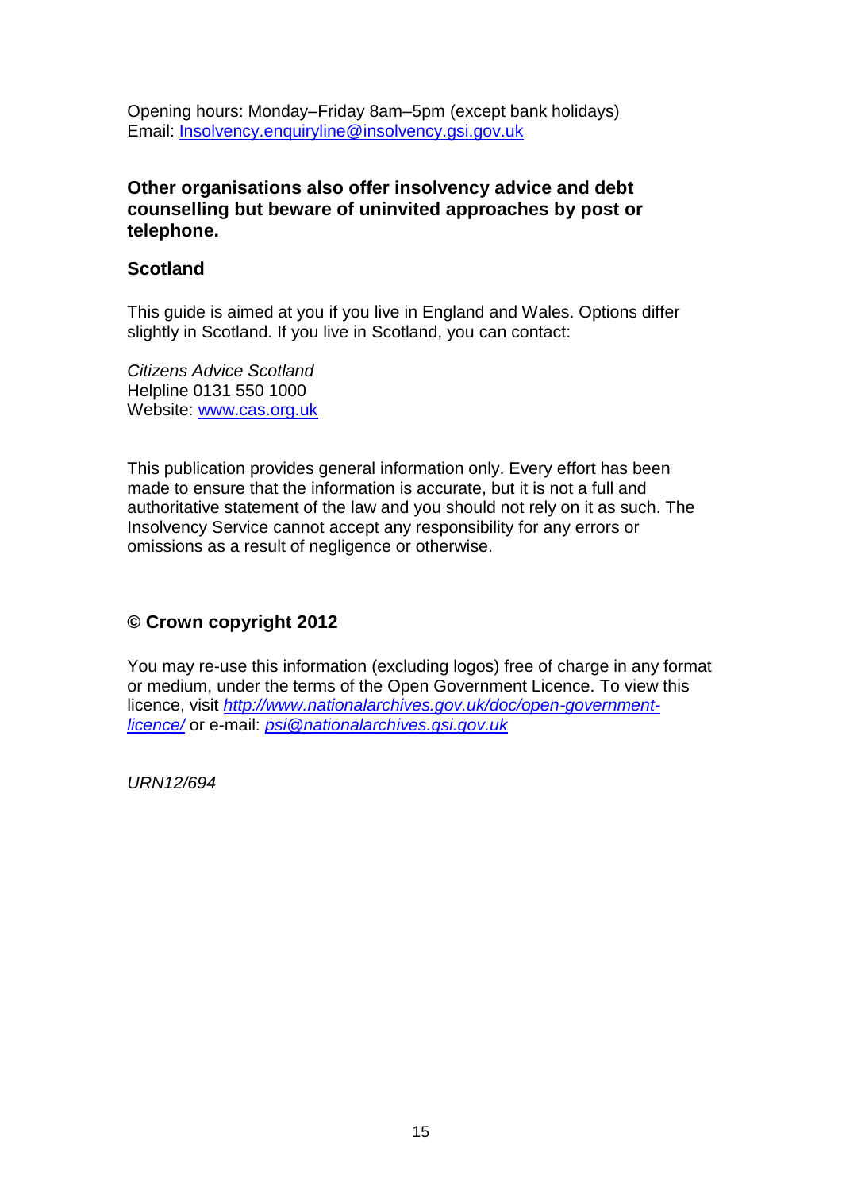Opening hours: Monday–Friday 8am–5pm (except bank holidays)
Email: [Insolvency.enquiryline@insolvency.gsi.gov.uk](mailto:Insolvency.enquiryline@insolvency.gsi.gov.uk)

**Other organisations also offer insolvency advice and debt counselling but beware of uninvited approaches by post or telephone.**

## Scotland

This guide is aimed at you if you live in England and Wales. Options differ slightly in Scotland. If you live in Scotland, you can contact:

*Citizens Advice Scotland*
Helpline 0131 550 1000
Website: [www.cas.org.uk](http://www.cas.org.uk)

This publication provides general information only. Every effort has been made to ensure that the information is accurate, but it is not a full and authoritative statement of the law and you should not rely on it as such. The Insolvency Service cannot accept any responsibility for any errors or omissions as a result of negligence or otherwise.

## © Crown copyright 2012

You may re-use this information (excluding logos) free of charge in any format or medium, under the terms of the Open Government Licence. To view this licence, visit *[http://www.nationalarchives.gov.uk/doc/open-government-licence/](http://www.nationalarchives.gov.uk/doc/open-government-licence/)* or e-mail: *[psi@nationalarchives.gsi.gov.uk](mailto:psi@nationalarchives.gsi.gov.uk)*

*URN12/694*